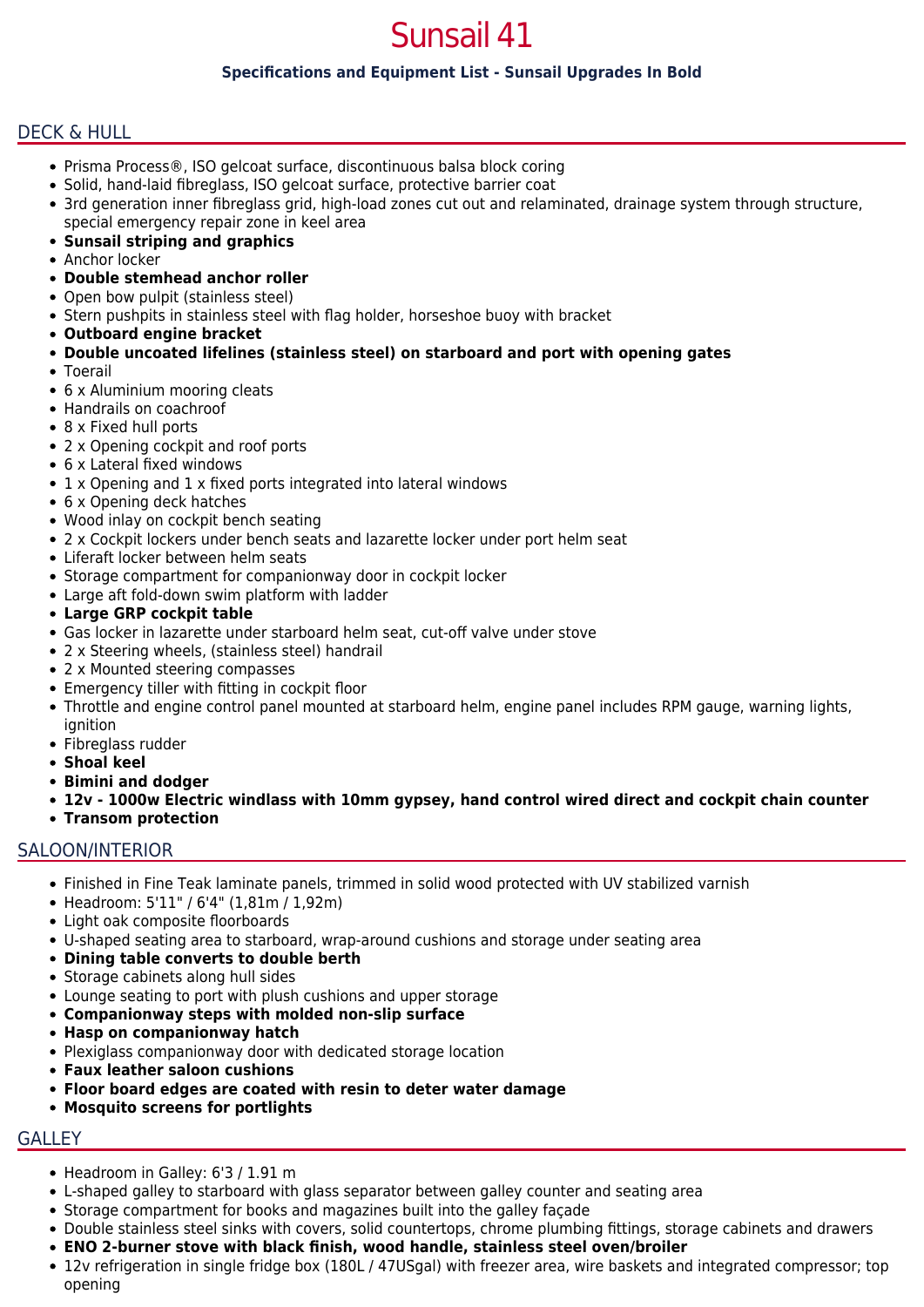# Sunsail 41

**Specifications and Equipment List - Sunsail Upgrades In Bold**

## DECK & HULL

- Prisma Process®, ISO gelcoat surface, discontinuous balsa block coring
- Solid, hand-laid fibreglass, ISO gelcoat surface, protective barrier coat
- 3rd generation inner fibreglass grid, high-load zones cut out and relaminated, drainage system through structure, special emergency repair zone in keel area
- **Sunsail striping and graphics**
- Anchor locker
- **Double stemhead anchor roller**
- Open bow pulpit (stainless steel)
- Stern pushpits in stainless steel with flag holder, horseshoe buoy with bracket
- **Outboard engine bracket**
- **Double uncoated lifelines (stainless steel) on starboard and port with opening gates**
- Toerail
- 6 x Aluminium mooring cleats
- Handrails on coachroof
- 8 x Fixed hull ports
- 2 x Opening cockpit and roof ports
- 6 x Lateral fixed windows
- 1 x Opening and 1 x fixed ports integrated into lateral windows
- 6 x Opening deck hatches
- Wood inlay on cockpit bench seating
- 2 x Cockpit lockers under bench seats and lazarette locker under port helm seat
- Liferaft locker between helm seats
- Storage compartment for companionway door in cockpit locker
- Large aft fold-down swim platform with ladder
- **Large GRP cockpit table**
- Gas locker in lazarette under starboard helm seat, cut-off valve under stove
- 2 x Steering wheels, (stainless steel) handrail
- 2 x Mounted steering compasses
- Emergency tiller with fitting in cockpit floor
- Throttle and engine control panel mounted at starboard helm, engine panel includes RPM gauge, warning lights, ignition
- Fibreglass rudder
- **Shoal keel**
- **Bimini and dodger**
- **12v - 1000w Electric windlass with 10mm gypsey, hand control wired direct and cockpit chain counter**
- **Transom protection**

## SALOON/INTERIOR

- Finished in Fine Teak laminate panels, trimmed in solid wood protected with UV stabilized varnish
- Headroom: 5'11" / 6'4" (1,81m / 1,92m)
- Light oak composite floorboards
- U-shaped seating area to starboard, wrap-around cushions and storage under seating area
- **Dining table converts to double berth**
- Storage cabinets along hull sides
- Lounge seating to port with plush cushions and upper storage
- **Companionway steps with molded non-slip surface**
- **Hasp on companionway hatch**
- Plexiglass companionway door with dedicated storage location
- **Faux leather saloon cushions**
- **Floor board edges are coated with resin to deter water damage**
- **Mosquito screens for portlights**

## GALLEY

- Headroom in Galley: 6'3 / 1.91 m
- L-shaped galley to starboard with glass separator between galley counter and seating area
- Storage compartment for books and magazines built into the galley façade
- Double stainless steel sinks with covers, solid countertops, chrome plumbing fittings, storage cabinets and drawers
- **ENO 2-burner stove with black finish, wood handle, stainless steel oven/broiler**
- 12v refrigeration in single fridge box (180L / 47USgal) with freezer area, wire baskets and integrated compressor; top opening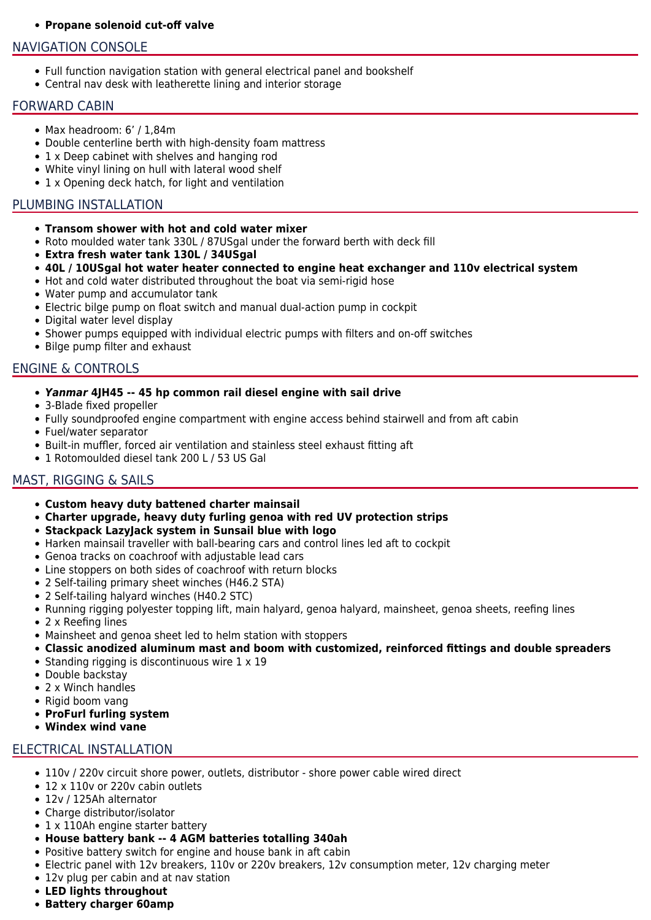- **Propane solenoid cut-off valve**

## NAVIGATION CONSOLE

- Full function navigation station with general electrical panel and bookshelf
- Central nav desk with leatherette lining and interior storage

## FORWARD CABIN

- Max headroom: 6' / 1,84m
- Double centerline berth with high-density foam mattress
- 1 x Deep cabinet with shelves and hanging rod
- White vinyl lining on hull with lateral wood shelf
- 1 x Opening deck hatch, for light and ventilation

## PLUMBING INSTALLATION

- **Transom shower with hot and cold water mixer**
- Roto moulded water tank 330L / 87USgal under the forward berth with deck fill
- **Extra fresh water tank 130L / 34USgal**
- **40L / 10USgal hot water heater connected to engine heat exchanger and 110v electrical system**
- Hot and cold water distributed throughout the boat via semi-rigid hose
- Water pump and accumulator tank
- Electric bilge pump on float switch and manual dual-action pump in cockpit
- Digital water level display
- Shower pumps equipped with individual electric pumps with filters and on-off switches
- Bilge pump filter and exhaust

## ENGINE & CONTROLS

- ***Yanmar* 4JH45 -- 45 hp common rail diesel engine with sail drive**
- 3-Blade fixed propeller
- Fully soundproofed engine compartment with engine access behind stairwell and from aft cabin
- Fuel/water separator
- Built-in muffler, forced air ventilation and stainless steel exhaust fitting aft
- 1 Rotomoulded diesel tank 200 L / 53 US Gal

## MAST, RIGGING & SAILS

- **Custom heavy duty battened charter mainsail**
- **Charter upgrade, heavy duty furling genoa with red UV protection strips**
- **Stackpack LazyJack system in Sunsail blue with logo**
- Harken mainsail traveller with ball-bearing cars and control lines led aft to cockpit
- Genoa tracks on coachroof with adjustable lead cars
- Line stoppers on both sides of coachroof with return blocks
- 2 Self-tailing primary sheet winches (H46.2 STA)
- 2 Self-tailing halyard winches (H40.2 STC)
- Running rigging polyester topping lift, main halyard, genoa halyard, mainsheet, genoa sheets, reefing lines
- 2 x Reefing lines
- Mainsheet and genoa sheet led to helm station with stoppers
- **Classic anodized aluminum mast and boom with customized, reinforced fittings and double spreaders**
- Standing rigging is discontinuous wire 1 x 19
- Double backstay
- 2 x Winch handles
- Rigid boom vang
- **ProFurl furling system**
- **Windex wind vane**

## ELECTRICAL INSTALLATION

- 110v / 220v circuit shore power, outlets, distributor - shore power cable wired direct
- 12 x 110v or 220v cabin outlets
- 12v / 125Ah alternator
- Charge distributor/isolator
- 1 x 110Ah engine starter battery
- **House battery bank -- 4 AGM batteries totalling 340ah**
- Positive battery switch for engine and house bank in aft cabin
- Electric panel with 12v breakers, 110v or 220v breakers, 12v consumption meter, 12v charging meter
- 12v plug per cabin and at nav station
- **LED lights throughout**
- **Battery charger 60amp**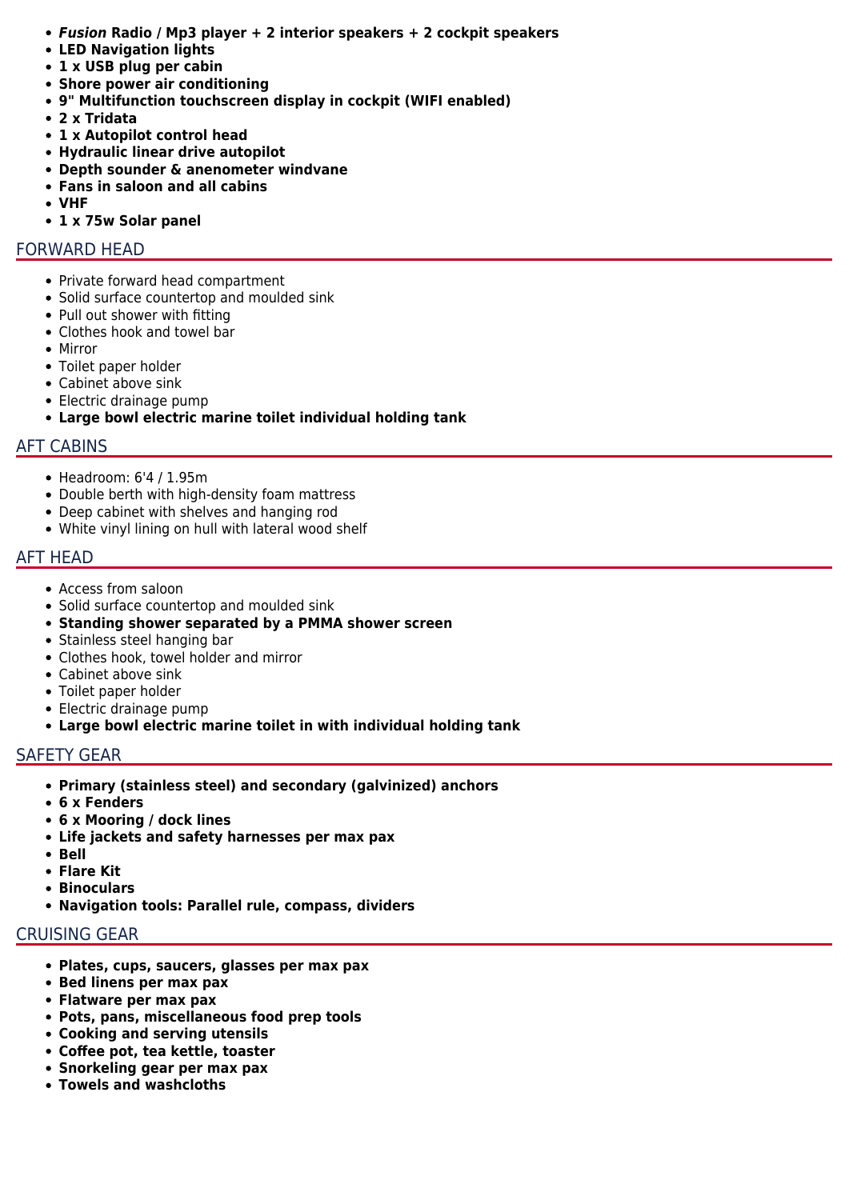- ***Fusion* Radio / Mp3 player + 2 interior speakers + 2 cockpit speakers**
- **LED Navigation lights**
- **1 x USB plug per cabin**
- **Shore power air conditioning**
- **9" Multifunction touchscreen display in cockpit (WIFI enabled)**
- **2 x Tridata**
- **1 x Autopilot control head**
- **Hydraulic linear drive autopilot**
- **Depth sounder & anenometer windvane**
- **Fans in saloon and all cabins**
- **VHF**
- **1 x 75w Solar panel**

## FORWARD HEAD

- Private forward head compartment
- Solid surface countertop and moulded sink
- Pull out shower with fitting
- Clothes hook and towel bar
- Mirror
- Toilet paper holder
- Cabinet above sink
- Electric drainage pump
- **Large bowl electric marine toilet individual holding tank**

## AFT CABINS

- Headroom: 6'4 / 1.95m
- Double berth with high-density foam mattress
- Deep cabinet with shelves and hanging rod
- White vinyl lining on hull with lateral wood shelf

## AFT HEAD

- Access from saloon
- Solid surface countertop and moulded sink
- **Standing shower separated by a PMMA shower screen**
- Stainless steel hanging bar
- Clothes hook, towel holder and mirror
- Cabinet above sink
- Toilet paper holder
- Electric drainage pump
- **Large bowl electric marine toilet in with individual holding tank**

## SAFETY GEAR

- **Primary (stainless steel) and secondary (galvinized) anchors**
- **6 x Fenders**
- **6 x Mooring / dock lines**
- **Life jackets and safety harnesses per max pax**
- **Bell**
- **Flare Kit**
- **Binoculars**
- **Navigation tools: Parallel rule, compass, dividers**

## CRUISING GEAR

- **Plates, cups, saucers, glasses per max pax**
- **Bed linens per max pax**
- **Flatware per max pax**
- **Pots, pans, miscellaneous food prep tools**
- **Cooking and serving utensils**
- **Coffee pot, tea kettle, toaster**
- **Snorkeling gear per max pax**
- **Towels and washcloths**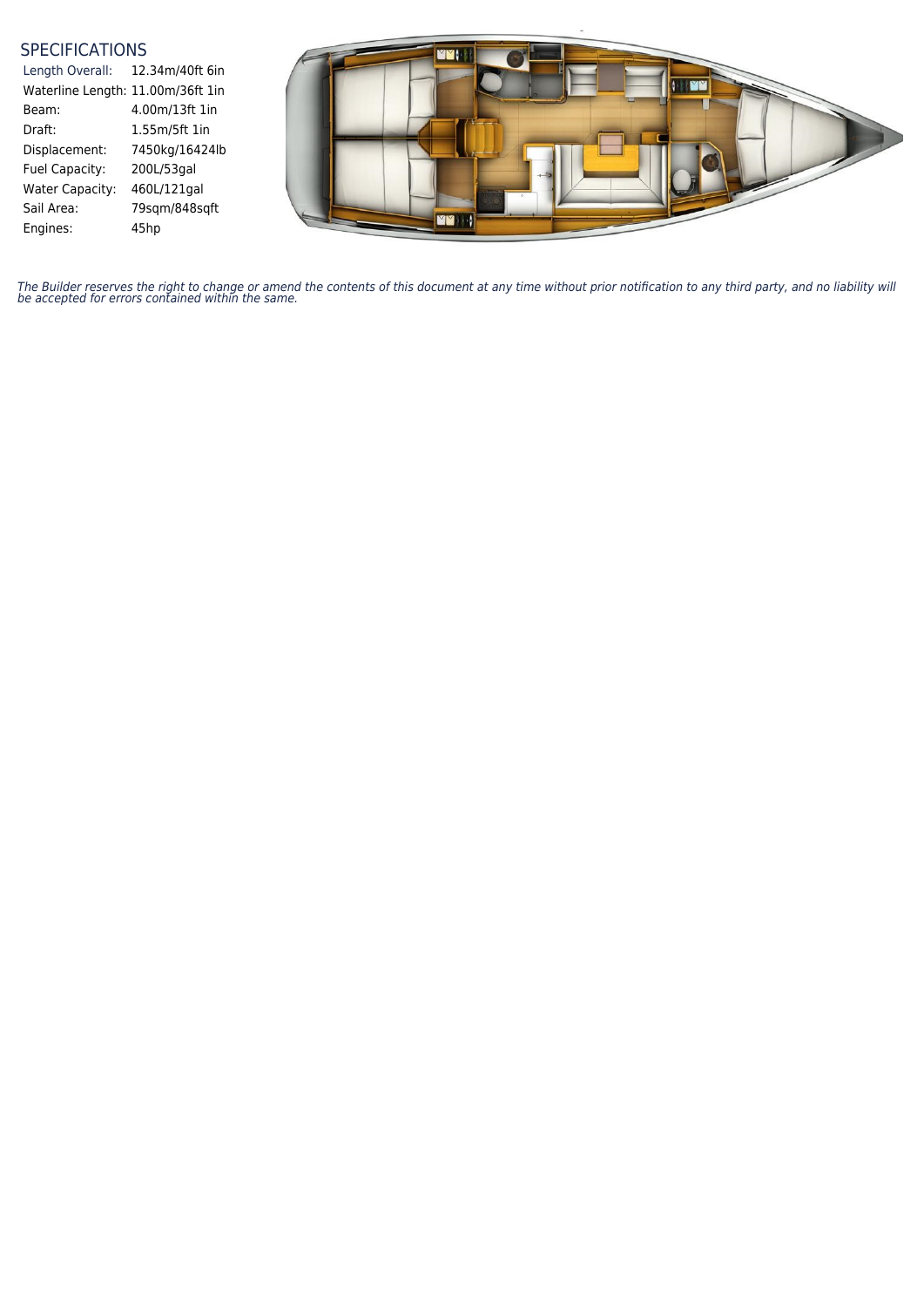## SPECIFICATIONS

| | |
|---|---|
| Length Overall: | 12.34m/40ft 6in |
| Waterline Length: | 11.00m/36ft 1in |
| Beam: | 4.00m/13ft 1in |
| Draft: | 1.55m/5ft 1in |
| Displacement: | 7450kg/16424lb |
| Fuel Capacity: | 200L/53gal |
| Water Capacity: | 460L/121gal |
| Sail Area: | 79sqm/848sqft |
| Engines: | 45hp |

*The Builder reserves the right to change or amend the contents of this document at any time without prior notification to any third party, and no liability will be accepted for errors contained within the same.*